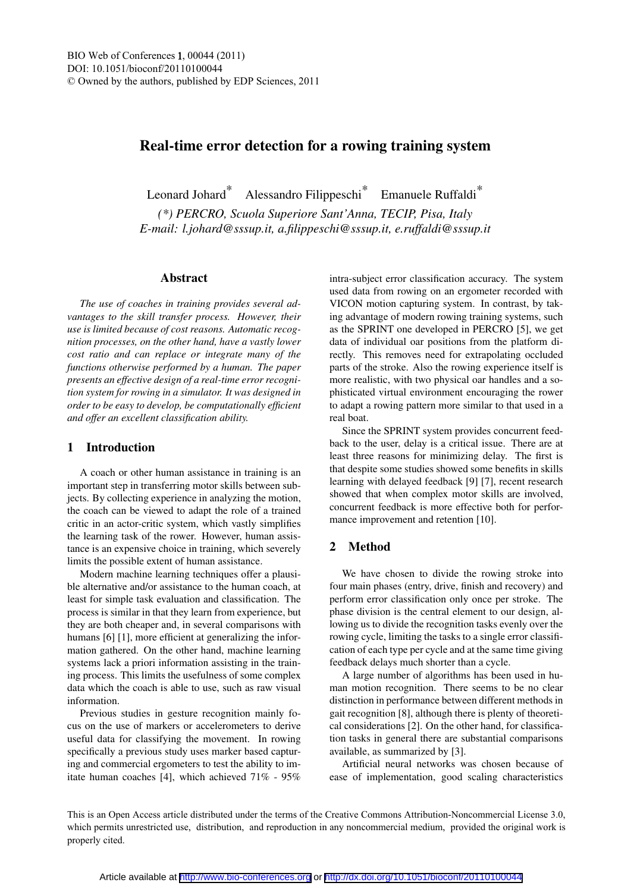# Real-time error detection for a rowing training system

Leonard Johard* Alessandro Filippeschi* Emanuele Ruffaldi*

*(\*) PERCRO, Scuola Superiore Sant'Anna, TECIP, Pisa, Italy*
*E-mail: l.johard@sssup.it, a.filippeschi@sssup.it, e.ruffaldi@sssup.it*

## Abstract

*The use of coaches in training provides several advantages to the skill transfer process. However, their use is limited because of cost reasons. Automatic recognition processes, on the other hand, have a vastly lower cost ratio and can replace or integrate many of the functions otherwise performed by a human. The paper presents an effective design of a real-time error recognition system for rowing in a simulator. It was designed in order to be easy to develop, be computationally efficient and offer an excellent classification ability.*

## 1 Introduction

A coach or other human assistance in training is an important step in transferring motor skills between subjects. By collecting experience in analyzing the motion, the coach can be viewed to adapt the role of a trained critic in an actor-critic system, which vastly simplifies the learning task of the rower. However, human assistance is an expensive choice in training, which severely limits the possible extent of human assistance.

Modern machine learning techniques offer a plausible alternative and/or assistance to the human coach, at least for simple task evaluation and classification. The process is similar in that they learn from experience, but they are both cheaper and, in several comparisons with humans [6] [1], more efficient at generalizing the information gathered. On the other hand, machine learning systems lack a priori information assisting in the training process. This limits the usefulness of some complex data which the coach is able to use, such as raw visual information.

Previous studies in gesture recognition mainly focus on the use of markers or accelerometers to derive useful data for classifying the movement. In rowing specifically a previous study uses marker based capturing and commercial ergometers to test the ability to imitate human coaches [4], which achieved 71% - 95% intra-subject error classification accuracy. The system used data from rowing on an ergometer recorded with VICON motion capturing system. In contrast, by taking advantage of modern rowing training systems, such as the SPRINT one developed in PERCRO [5], we get data of individual oar positions from the platform directly. This removes need for extrapolating occluded parts of the stroke. Also the rowing experience itself is more realistic, with two physical oar handles and a sophisticated virtual environment encouraging the rower to adapt a rowing pattern more similar to that used in a real boat.

Since the SPRINT system provides concurrent feedback to the user, delay is a critical issue. There are at least three reasons for minimizing delay. The first is that despite some studies showed some benefits in skills learning with delayed feedback [9] [7], recent research showed that when complex motor skills are involved, concurrent feedback is more effective both for performance improvement and retention [10].

## 2 Method

We have chosen to divide the rowing stroke into four main phases (entry, drive, finish and recovery) and perform error classification only once per stroke. The phase division is the central element to our design, allowing us to divide the recognition tasks evenly over the rowing cycle, limiting the tasks to a single error classification of each type per cycle and at the same time giving feedback delays much shorter than a cycle.

A large number of algorithms has been used in human motion recognition. There seems to be no clear distinction in performance between different methods in gait recognition [8], although there is plenty of theoretical considerations [2]. On the other hand, for classification tasks in general there are substantial comparisons available, as summarized by [3].

Artificial neural networks was chosen because of ease of implementation, good scaling characteristics

This is an Open Access article distributed under the terms of the Creative Commons Attribution-Noncommercial License 3.0, which permits unrestricted use, distribution, and reproduction in any noncommercial medium, provided the original work is properly cited.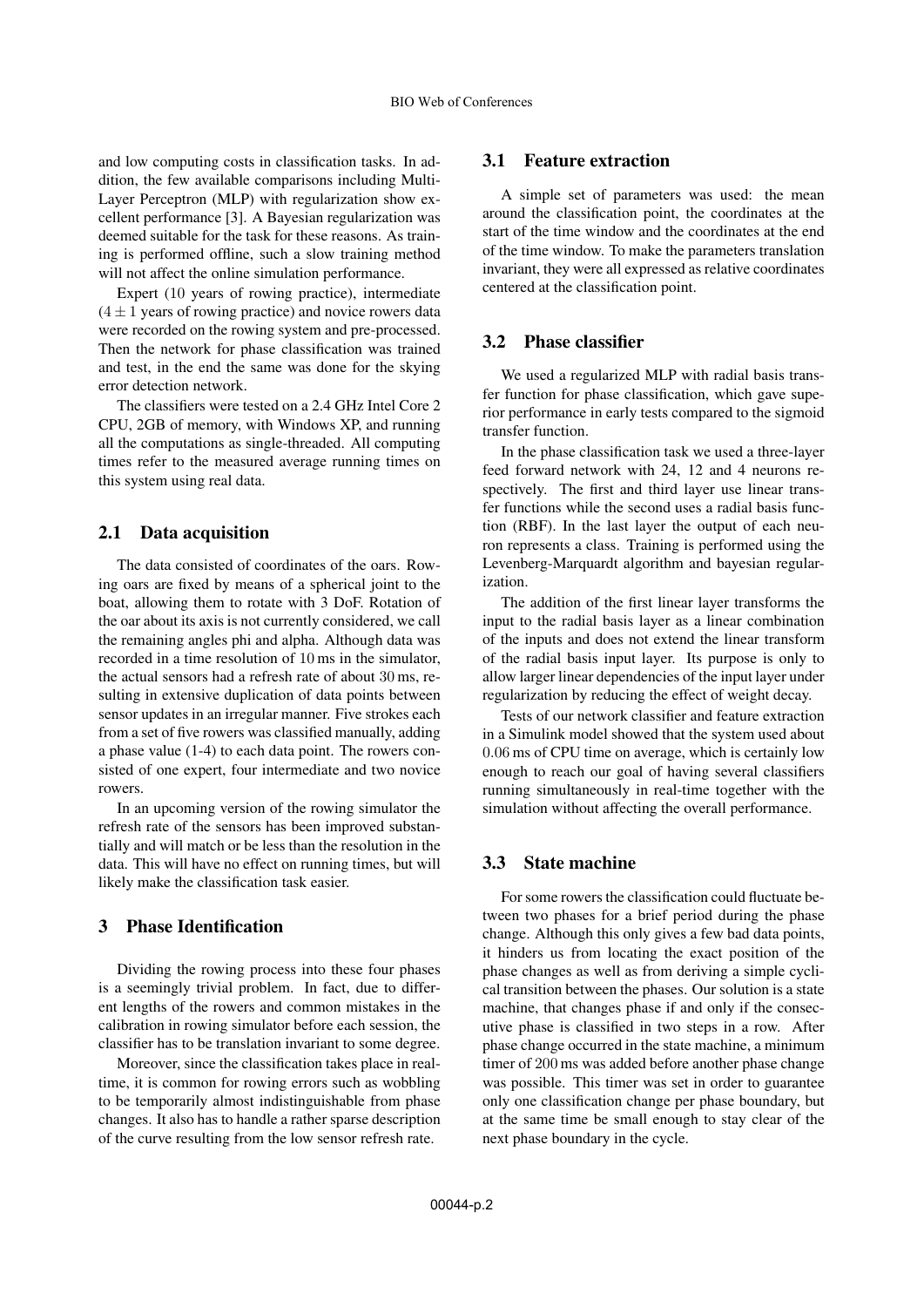and low computing costs in classification tasks. In addition, the few available comparisons including Multi-Layer Perceptron (MLP) with regularization show excellent performance [3]. A Bayesian regularization was deemed suitable for the task for these reasons. As training is performed offline, such a slow training method will not affect the online simulation performance.

Expert (10 years of rowing practice), intermediate ($4 \pm 1$ years of rowing practice) and novice rowers data were recorded on the rowing system and pre-processed. Then the network for phase classification was trained and test, in the end the same was done for the skying error detection network.

The classifiers were tested on a 2.4 GHz Intel Core 2 CPU, 2GB of memory, with Windows XP, and running all the computations as single-threaded. All computing times refer to the measured average running times on this system using real data.

## 2.1 Data acquisition

The data consisted of coordinates of the oars. Rowing oars are fixed by means of a spherical joint to the boat, allowing them to rotate with 3 DoF. Rotation of the oar about its axis is not currently considered, we call the remaining angles phi and alpha. Although data was recorded in a time resolution of 10 ms in the simulator, the actual sensors had a refresh rate of about 30 ms, resulting in extensive duplication of data points between sensor updates in an irregular manner. Five strokes each from a set of five rowers was classified manually, adding a phase value (1-4) to each data point. The rowers consisted of one expert, four intermediate and two novice rowers.

In an upcoming version of the rowing simulator the refresh rate of the sensors has been improved substantially and will match or be less than the resolution in the data. This will have no effect on running times, but will likely make the classification task easier.

# 3 Phase Identification

Dividing the rowing process into these four phases is a seemingly trivial problem. In fact, due to different lengths of the rowers and common mistakes in the calibration in rowing simulator before each session, the classifier has to be translation invariant to some degree.

Moreover, since the classification takes place in real-time, it is common for rowing errors such as wobbling to be temporarily almost indistinguishable from phase changes. It also has to handle a rather sparse description of the curve resulting from the low sensor refresh rate.

## 3.1 Feature extraction

A simple set of parameters was used: the mean around the classification point, the coordinates at the start of the time window and the coordinates at the end of the time window. To make the parameters translation invariant, they were all expressed as relative coordinates centered at the classification point.

## 3.2 Phase classifier

We used a regularized MLP with radial basis transfer function for phase classification, which gave superior performance in early tests compared to the sigmoid transfer function.

In the phase classification task we used a three-layer feed forward network with 24, 12 and 4 neurons respectively. The first and third layer use linear transfer functions while the second uses a radial basis function (RBF). In the last layer the output of each neuron represents a class. Training is performed using the Levenberg-Marquardt algorithm and bayesian regularization.

The addition of the first linear layer transforms the input to the radial basis layer as a linear combination of the inputs and does not extend the linear transform of the radial basis input layer. Its purpose is only to allow larger linear dependencies of the input layer under regularization by reducing the effect of weight decay.

Tests of our network classifier and feature extraction in a Simulink model showed that the system used about 0.06 ms of CPU time on average, which is certainly low enough to reach our goal of having several classifiers running simultaneously in real-time together with the simulation without affecting the overall performance.

## 3.3 State machine

For some rowers the classification could fluctuate between two phases for a brief period during the phase change. Although this only gives a few bad data points, it hinders us from locating the exact position of the phase changes as well as from deriving a simple cyclical transition between the phases. Our solution is a state machine, that changes phase if and only if the consecutive phase is classified in two steps in a row. After phase change occurred in the state machine, a minimum timer of 200 ms was added before another phase change was possible. This timer was set in order to guarantee only one classification change per phase boundary, but at the same time be small enough to stay clear of the next phase boundary in the cycle.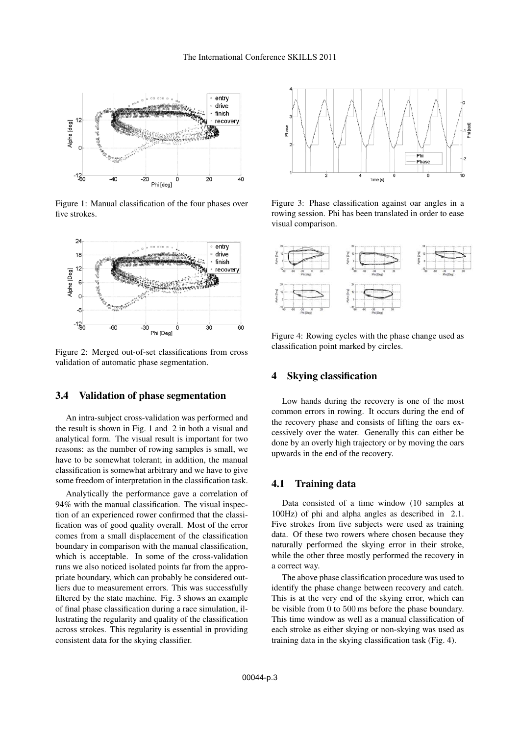Figure 1: Manual classification of the four phases over five strokes.

Figure 2: Merged out-of-set classifications from cross validation of automatic phase segmentation.

### 3.4 Validation of phase segmentation

An intra-subject cross-validation was performed and the result is shown in Fig. 1 and 2 in both a visual and analytical form. The visual result is important for two reasons: as the number of rowing samples is small, we have to be somewhat tolerant; in addition, the manual classification is somewhat arbitrary and we have to give some freedom of interpretation in the classification task.

Analytically the performance gave a correlation of 94% with the manual classification. The visual inspection of an experienced rower confirmed that the classification was of good quality overall. Most of the error comes from a small displacement of the classification boundary in comparison with the manual classification, which is acceptable. In some of the cross-validation runs we also noticed isolated points far from the appropriate boundary, which can probably be considered outliers due to measurement errors. This was successfully filtered by the state machine. Fig. 3 shows an example of final phase classification during a race simulation, illustrating the regularity and quality of the classification across strokes. This regularity is essential in providing consistent data for the skying classifier.

Figure 3: Phase classification against oar angles in a rowing session. Phi has been translated in order to ease visual comparison.

Figure 4: Rowing cycles with the phase change used as classification point marked by circles.

## 4 Skying classification

Low hands during the recovery is one of the most common errors in rowing. It occurs during the end of the recovery phase and consists of lifting the oars excessively over the water. Generally this can either be done by an overly high trajectory or by moving the oars upwards in the end of the recovery.

### 4.1 Training data

Data consisted of a time window (10 samples at 100Hz) of phi and alpha angles as described in 2.1. Five strokes from five subjects were used as training data. Of these two rowers where chosen because they naturally performed the skying error in their stroke, while the other three mostly performed the recovery in a correct way.

The above phase classification procedure was used to identify the phase change between recovery and catch. This is at the very end of the skying error, which can be visible from 0 to 500 ms before the phase boundary. This time window as well as a manual classification of each stroke as either skying or non-skying was used as training data in the skying classification task (Fig. 4).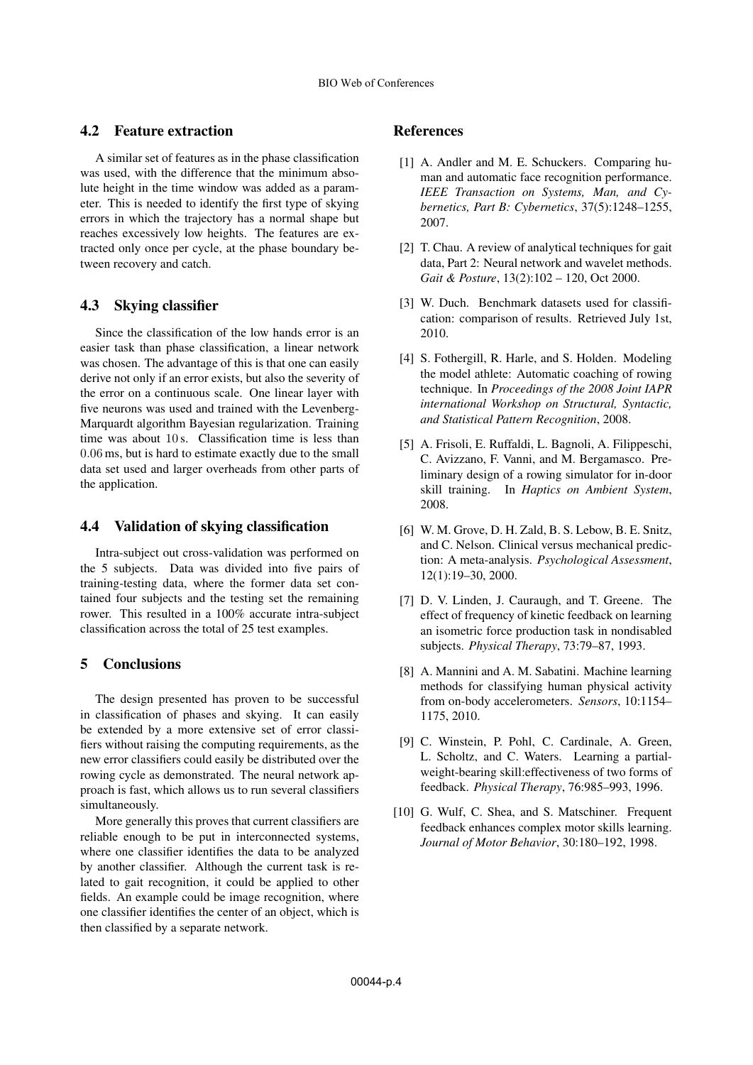### 4.2 Feature extraction

A similar set of features as in the phase classification was used, with the difference that the minimum absolute height in the time window was added as a parameter. This is needed to identify the first type of skying errors in which the trajectory has a normal shape but reaches excessively low heights. The features are extracted only once per cycle, at the phase boundary between recovery and catch.

### 4.3 Skying classifier

Since the classification of the low hands error is an easier task than phase classification, a linear network was chosen. The advantage of this is that one can easily derive not only if an error exists, but also the severity of the error on a continuous scale. One linear layer with five neurons was used and trained with the Levenberg-Marquardt algorithm Bayesian regularization. Training time was about $10\,\mathrm{s}$. Classification time is less than $0.06\,\mathrm{ms}$, but is hard to estimate exactly due to the small data set used and larger overheads from other parts of the application.

### 4.4 Validation of skying classification

Intra-subject out cross-validation was performed on the 5 subjects. Data was divided into five pairs of training-testing data, where the former data set contained four subjects and the testing set the remaining rower. This resulted in a 100% accurate intra-subject classification across the total of 25 test examples.

## 5 Conclusions

The design presented has proven to be successful in classification of phases and skying. It can easily be extended by a more extensive set of error classifiers without raising the computing requirements, as the new error classifiers could easily be distributed over the rowing cycle as demonstrated. The neural network approach is fast, which allows us to run several classifiers simultaneously.

More generally this proves that current classifiers are reliable enough to be put in interconnected systems, where one classifier identifies the data to be analyzed by another classifier. Although the current task is related to gait recognition, it could be applied to other fields. An example could be image recognition, where one classifier identifies the center of an object, which is then classified by a separate network.

## References

[1] A. Andler and M. E. Schuckers. Comparing human and automatic face recognition performance. *IEEE Transaction on Systems, Man, and Cybernetics, Part B: Cybernetics*, 37(5):1248–1255, 2007.

[2] T. Chau. A review of analytical techniques for gait data, Part 2: Neural network and wavelet methods. *Gait & Posture*, 13(2):102 – 120, Oct 2000.

[3] W. Duch. Benchmark datasets used for classification: comparison of results. Retrieved July 1st, 2010.

[4] S. Fothergill, R. Harle, and S. Holden. Modeling the model athlete: Automatic coaching of rowing technique. In *Proceedings of the 2008 Joint IAPR international Workshop on Structural, Syntactic, and Statistical Pattern Recognition*, 2008.

[5] A. Frisoli, E. Ruffaldi, L. Bagnoli, A. Filippeschi, C. Avizzano, F. Vanni, and M. Bergamasco. Preliminary design of a rowing simulator for in-door skill training. In *Haptics on Ambient System*, 2008.

[6] W. M. Grove, D. H. Zald, B. S. Lebow, B. E. Snitz, and C. Nelson. Clinical versus mechanical prediction: A meta-analysis. *Psychological Assessment*, 12(1):19–30, 2000.

[7] D. V. Linden, J. Cauraugh, and T. Greene. The effect of frequency of kinetic feedback on learning an isometric force production task in nondisabled subjects. *Physical Therapy*, 73:79–87, 1993.

[8] A. Mannini and A. M. Sabatini. Machine learning methods for classifying human physical activity from on-body accelerometers. *Sensors*, 10:1154–1175, 2010.

[9] C. Winstein, P. Pohl, C. Cardinale, A. Green, L. Scholtz, and C. Waters. Learning a partial-weight-bearing skill:effectiveness of two forms of feedback. *Physical Therapy*, 76:985–993, 1996.

[10] G. Wulf, C. Shea, and S. Matschiner. Frequent feedback enhances complex motor skills learning. *Journal of Motor Behavior*, 30:180–192, 1998.